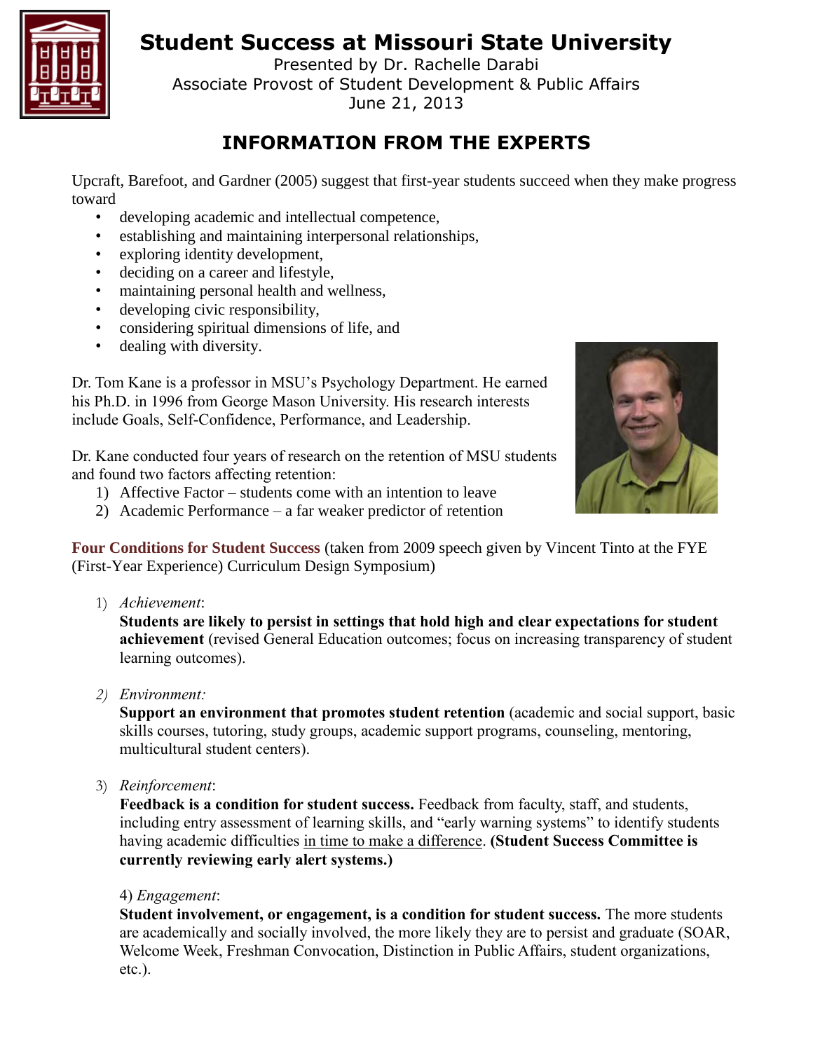# Student Success at Missouri State University

Presented by Dr. Rachelle Darabi
Associate Provost of Student Development & Public Affairs
June 21, 2013

## INFORMATION FROM THE EXPERTS

Upcraft, Barefoot, and Gardner (2005) suggest that first-year students succeed when they make progress toward

- developing academic and intellectual competence,
- establishing and maintaining interpersonal relationships,
- exploring identity development,
- deciding on a career and lifestyle,
- maintaining personal health and wellness,
- developing civic responsibility,
- considering spiritual dimensions of life, and
- dealing with diversity.

Dr. Tom Kane is a professor in MSU's Psychology Department. He earned his Ph.D. in 1996 from George Mason University. His research interests include Goals, Self-Confidence, Performance, and Leadership.

Dr. Kane conducted four years of research on the retention of MSU students and found two factors affecting retention:

1) Affective Factor – students come with an intention to leave
2) Academic Performance – a far weaker predictor of retention

**Four Conditions for Student Success** (taken from 2009 speech given by Vincent Tinto at the FYE (First-Year Experience) Curriculum Design Symposium)

1) *Achievement*:
   **Students are likely to persist in settings that hold high and clear expectations for student achievement** (revised General Education outcomes; focus on increasing transparency of student learning outcomes).

2) *Environment:*
   **Support an environment that promotes student retention** (academic and social support, basic skills courses, tutoring, study groups, academic support programs, counseling, mentoring, multicultural student centers).

3) *Reinforcement*:
   **Feedback is a condition for student success.** Feedback from faculty, staff, and students, including entry assessment of learning skills, and "early warning systems" to identify students having academic difficulties in time to make a difference. **(Student Success Committee is currently reviewing early alert systems.)**

4) *Engagement*:
   **Student involvement, or engagement, is a condition for student success.** The more students are academically and socially involved, the more likely they are to persist and graduate (SOAR, Welcome Week, Freshman Convocation, Distinction in Public Affairs, student organizations, etc.).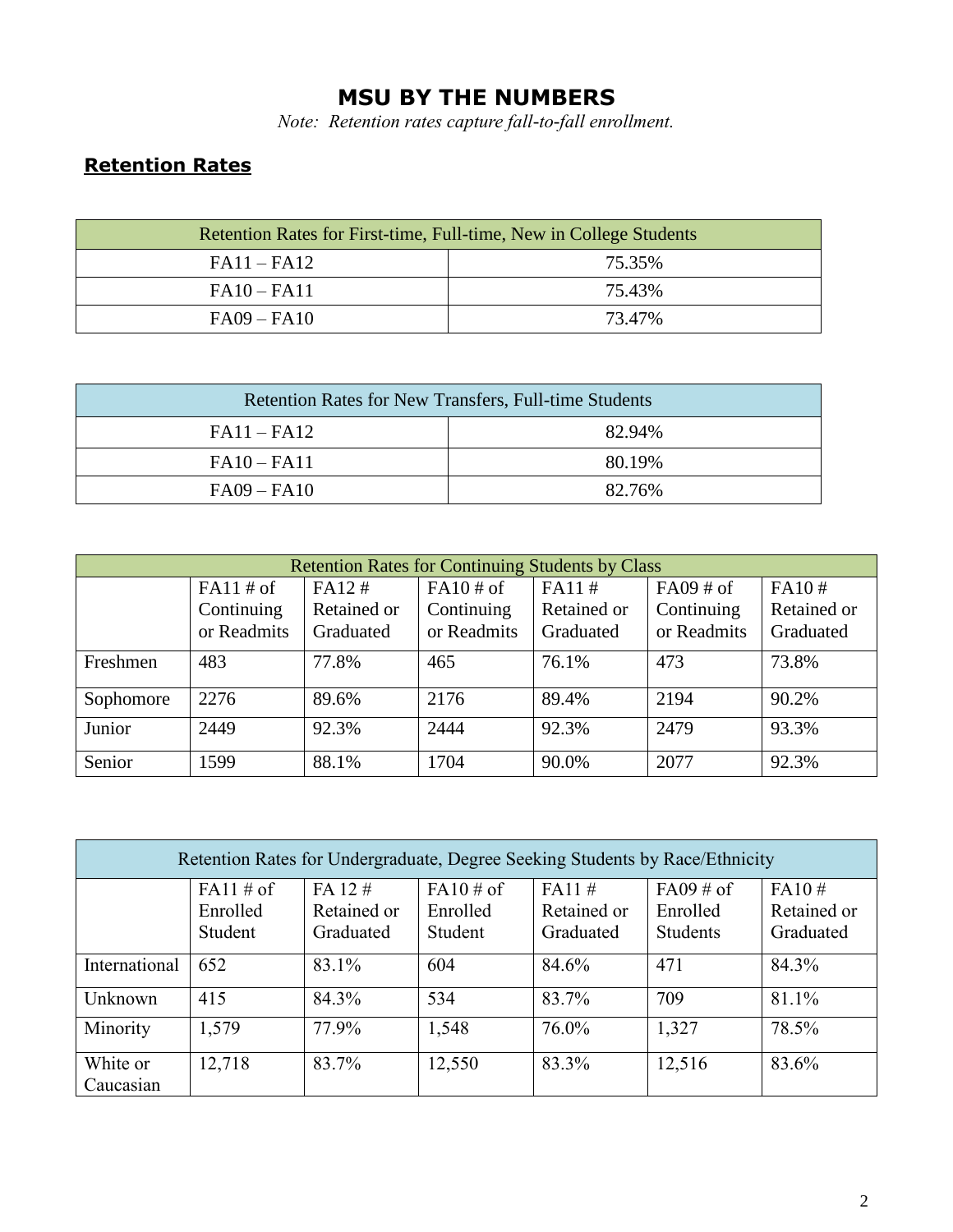# MSU BY THE NUMBERS

*Note: Retention rates capture fall-to-fall enrollment.*

## Retention Rates

| Retention Rates for First-time, Full-time, New in College Students | |
|---|---|
| FA11 – FA12 | 75.35% |
| FA10 – FA11 | 75.43% |
| FA09 – FA10 | 73.47% |

| Retention Rates for New Transfers, Full-time Students | |
|---|---|
| FA11 – FA12 | 82.94% |
| FA10 – FA11 | 80.19% |
| FA09 – FA10 | 82.76% |

| Retention Rates for Continuing Students by Class | | | | | | |
|---|---|---|---|---|---|---|
| | FA11 # of Continuing or Readmits | FA12 # Retained or Graduated | FA10 # of Continuing or Readmits | FA11 # Retained or Graduated | FA09 # of Continuing or Readmits | FA10 # Retained or Graduated |
| Freshmen | 483 | 77.8% | 465 | 76.1% | 473 | 73.8% |
| Sophomore | 2276 | 89.6% | 2176 | 89.4% | 2194 | 90.2% |
| Junior | 2449 | 92.3% | 2444 | 92.3% | 2479 | 93.3% |
| Senior | 1599 | 88.1% | 1704 | 90.0% | 2077 | 92.3% |

| Retention Rates for Undergraduate, Degree Seeking Students by Race/Ethnicity | | | | | | |
|---|---|---|---|---|---|---|
| | FA11 # of Enrolled Student | FA 12 # Retained or Graduated | FA10 # of Enrolled Student | FA11 # Retained or Graduated | FA09 # of Enrolled Students | FA10 # Retained or Graduated |
| International | 652 | 83.1% | 604 | 84.6% | 471 | 84.3% |
| Unknown | 415 | 84.3% | 534 | 83.7% | 709 | 81.1% |
| Minority | 1,579 | 77.9% | 1,548 | 76.0% | 1,327 | 78.5% |
| White or Caucasian | 12,718 | 83.7% | 12,550 | 83.3% | 12,516 | 83.6% |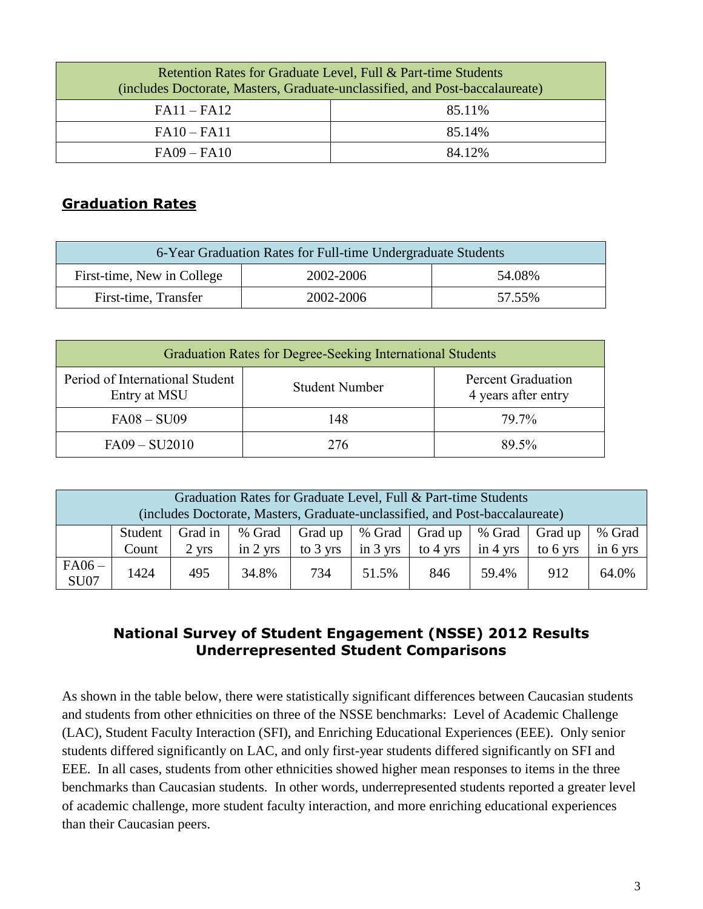| Retention Rates for Graduate Level, Full & Part-time Students (includes Doctorate, Masters, Graduate-unclassified, and Post-baccalaureate) | |
|---|---|
| FA11 – FA12 | 85.11% |
| FA10 – FA11 | 85.14% |
| FA09 – FA10 | 84.12% |

## Graduation Rates

| 6-Year Graduation Rates for Full-time Undergraduate Students | | |
|---|---|---|
| First-time, New in College | 2002-2006 | 54.08% |
| First-time, Transfer | 2002-2006 | 57.55% |

| Graduation Rates for Degree-Seeking International Students | | |
|---|---|---|
| Period of International Student Entry at MSU | Student Number | Percent Graduation 4 years after entry |
| FA08 – SU09 | 148 | 79.7% |
| FA09 – SU2010 | 276 | 89.5% |

| Graduation Rates for Graduate Level, Full & Part-time Students (includes Doctorate, Masters, Graduate-unclassified, and Post-baccalaureate) | | | | | | | | | |
|---|---|---|---|---|---|---|---|---|---|
| | Student Count | Grad in 2 yrs | % Grad in 2 yrs | Grad up to 3 yrs | % Grad in 3 yrs | Grad up to 4 yrs | % Grad in 4 yrs | Grad up to 6 yrs | % Grad in 6 yrs |
| FA06 – SU07 | 1424 | 495 | 34.8% | 734 | 51.5% | 846 | 59.4% | 912 | 64.0% |

## National Survey of Student Engagement (NSSE) 2012 Results Underrepresented Student Comparisons

As shown in the table below, there were statistically significant differences between Caucasian students and students from other ethnicities on three of the NSSE benchmarks: Level of Academic Challenge (LAC), Student Faculty Interaction (SFI), and Enriching Educational Experiences (EEE). Only senior students differed significantly on LAC, and only first-year students differed significantly on SFI and EEE. In all cases, students from other ethnicities showed higher mean responses to items in the three benchmarks than Caucasian students. In other words, underrepresented students reported a greater level of academic challenge, more student faculty interaction, and more enriching educational experiences than their Caucasian peers.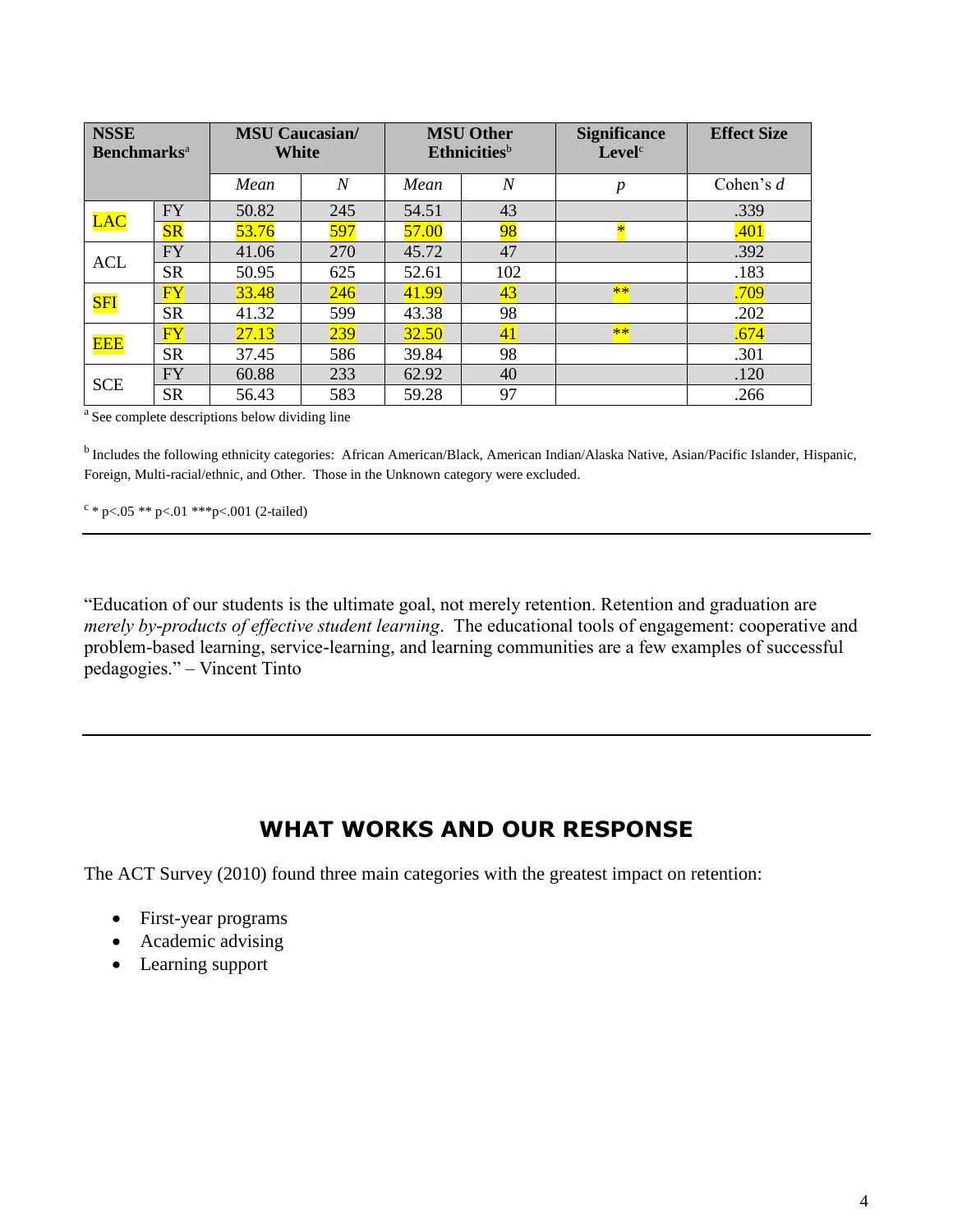| NSSE Benchmarks[a] | | MSU Caucasian/ White | | MSU Other Ethnicities[b] | | Significance Level[c] | Effect Size |
|---|---|---|---|---|---|---|---|
| | | *Mean* | *N* | *Mean* | *N* | *p* | Cohen's *d* |
| LAC | FY | 50.82 | 245 | 54.51 | 43 | | .339 |
| | SR | 53.76 | 597 | 57.00 | 98 | * | .401 |
| ACL | FY | 41.06 | 270 | 45.72 | 47 | | .392 |
| | SR | 50.95 | 625 | 52.61 | 102 | | .183 |
| SFI | FY | 33.48 | 246 | 41.99 | 43 | ** | .709 |
| | SR | 41.32 | 599 | 43.38 | 98 | | .202 |
| EEE | FY | 27.13 | 239 | 32.50 | 41 | ** | .674 |
| | SR | 37.45 | 586 | 39.84 | 98 | | .301 |
| SCE | FY | 60.88 | 233 | 62.92 | 40 | | .120 |
| | SR | 56.43 | 583 | 59.28 | 97 | | .266 |

[a] See complete descriptions below dividing line

[b] Includes the following ethnicity categories: African American/Black, American Indian/Alaska Native, Asian/Pacific Islander, Hispanic, Foreign, Multi-racial/ethnic, and Other. Those in the Unknown category were excluded.

[c] * $p<.05$ ** $p<.01$ *** $p<.001$ (2-tailed)

---

"Education of our students is the ultimate goal, not merely retention. Retention and graduation are *merely by-products of effective student learning*. The educational tools of engagement: cooperative and problem-based learning, service-learning, and learning communities are a few examples of successful pedagogies." – Vincent Tinto

---

## WHAT WORKS AND OUR RESPONSE

The ACT Survey (2010) found three main categories with the greatest impact on retention:

- First-year programs
- Academic advising
- Learning support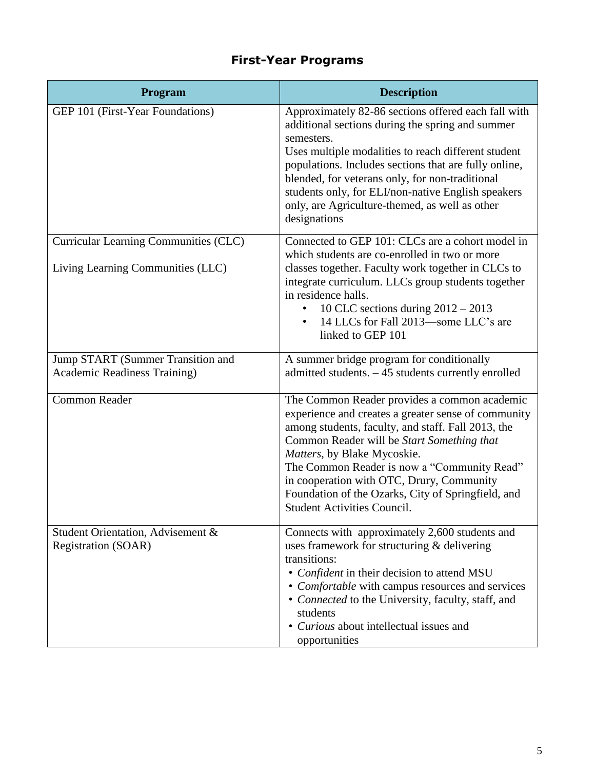## First-Year Programs

| Program | Description |
|---|---|
| GEP 101 (First-Year Foundations) | Approximately 82-86 sections offered each fall with additional sections during the spring and summer semesters.<br>Uses multiple modalities to reach different student populations. Includes sections that are fully online, blended, for veterans only, for non-traditional students only, for ELI/non-native English speakers only, are Agriculture-themed, as well as other designations |
| Curricular Learning Communities (CLC)<br><br>Living Learning Communities (LLC) | Connected to GEP 101: CLCs are a cohort model in which students are co-enrolled in two or more classes together. Faculty work together in CLCs to integrate curriculum. LLCs group students together in residence halls.<br>• 10 CLC sections during 2012 – 2013<br>• 14 LLCs for Fall 2013—some LLC's are linked to GEP 101 |
| Jump START (Summer Transition and Academic Readiness Training) | A summer bridge program for conditionally admitted students. – 45 students currently enrolled |
| Common Reader | The Common Reader provides a common academic experience and creates a greater sense of community among students, faculty, and staff. Fall 2013, the Common Reader will be *Start Something that Matters*, by Blake Mycoskie.<br>The Common Reader is now a "Community Read" in cooperation with OTC, Drury, Community Foundation of the Ozarks, City of Springfield, and Student Activities Council. |
| Student Orientation, Advisement & Registration (SOAR) | Connects with approximately 2,600 students and uses framework for structuring & delivering transitions:<br>• *Confident* in their decision to attend MSU<br>• *Comfortable* with campus resources and services<br>• *Connected* to the University, faculty, staff, and students<br>• *Curious* about intellectual issues and opportunities |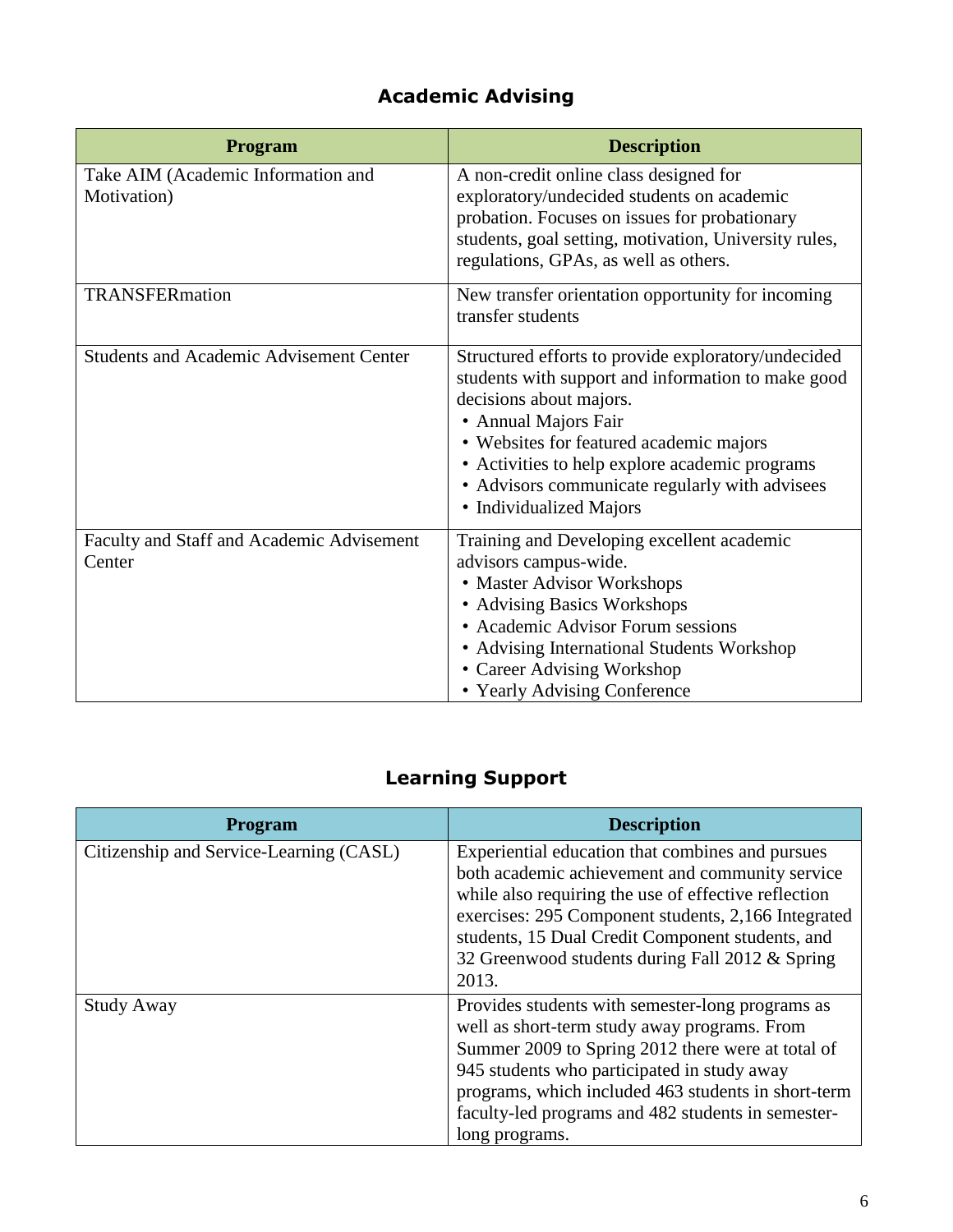## Academic Advising

| Program | Description |
| --- | --- |
| Take AIM (Academic Information and Motivation) | A non-credit online class designed for exploratory/undecided students on academic probation. Focuses on issues for probationary students, goal setting, motivation, University rules, regulations, GPAs, as well as others. |
| TRANSFERmation | New transfer orientation opportunity for incoming transfer students |
| Students and Academic Advisement Center | Structured efforts to provide exploratory/undecided students with support and information to make good decisions about majors.<br>• Annual Majors Fair<br>• Websites for featured academic majors<br>• Activities to help explore academic programs<br>• Advisors communicate regularly with advisees<br>• Individualized Majors |
| Faculty and Staff and Academic Advisement Center | Training and Developing excellent academic advisors campus-wide.<br>• Master Advisor Workshops<br>• Advising Basics Workshops<br>• Academic Advisor Forum sessions<br>• Advising International Students Workshop<br>• Career Advising Workshop<br>• Yearly Advising Conference |

## Learning Support

| Program | Description |
| --- | --- |
| Citizenship and Service-Learning (CASL) | Experiential education that combines and pursues both academic achievement and community service while also requiring the use of effective reflection exercises: 295 Component students, 2,166 Integrated students, 15 Dual Credit Component students, and 32 Greenwood students during Fall 2012 & Spring 2013. |
| Study Away | Provides students with semester-long programs as well as short-term study away programs. From Summer 2009 to Spring 2012 there were at total of 945 students who participated in study away programs, which included 463 students in short-term faculty-led programs and 482 students in semester-long programs. |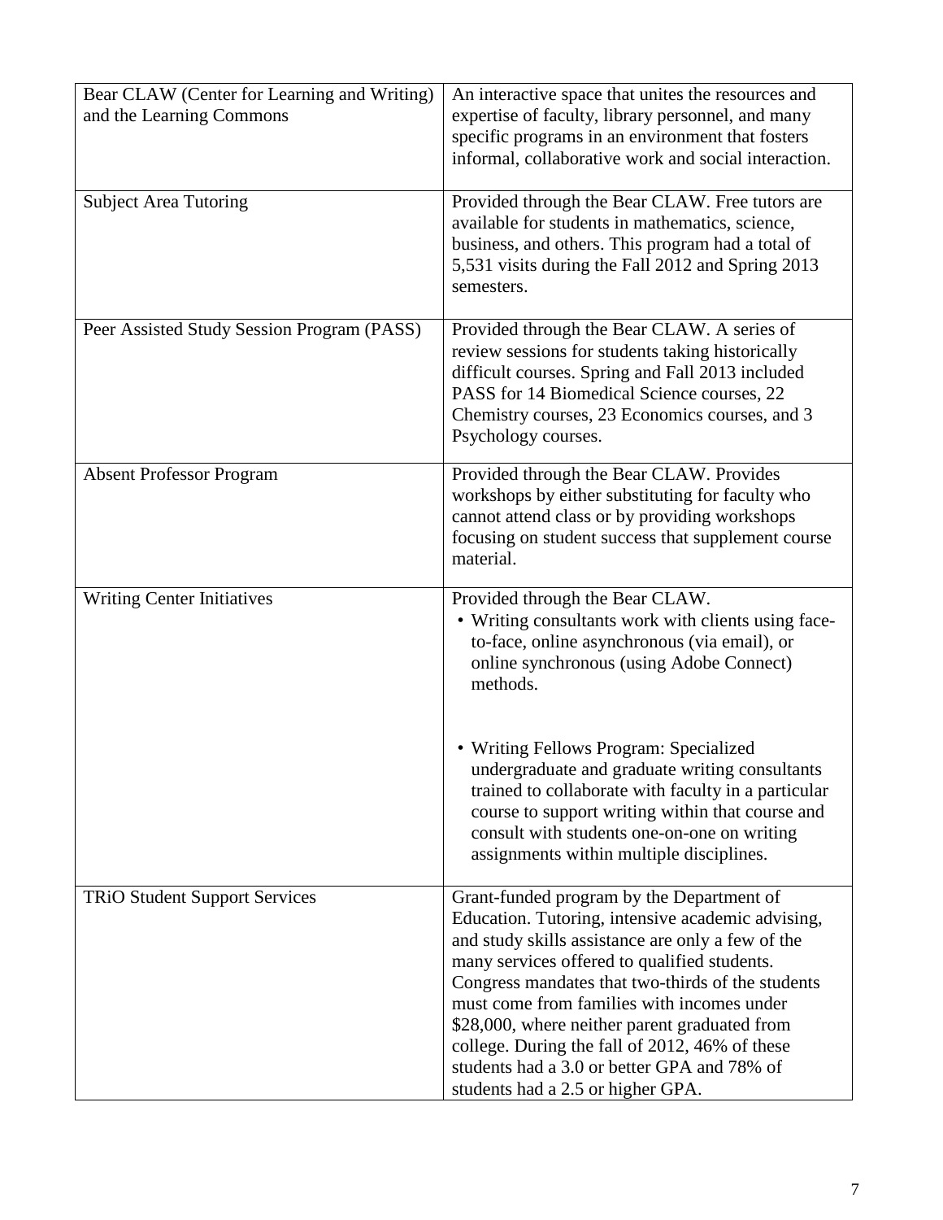| | |
|---|---|
| Bear CLAW (Center for Learning and Writing) and the Learning Commons | An interactive space that unites the resources and expertise of faculty, library personnel, and many specific programs in an environment that fosters informal, collaborative work and social interaction. |
| Subject Area Tutoring | Provided through the Bear CLAW. Free tutors are available for students in mathematics, science, business, and others. This program had a total of 5,531 visits during the Fall 2012 and Spring 2013 semesters. |
| Peer Assisted Study Session Program (PASS) | Provided through the Bear CLAW. A series of review sessions for students taking historically difficult courses. Spring and Fall 2013 included PASS for 14 Biomedical Science courses, 22 Chemistry courses, 23 Economics courses, and 3 Psychology courses. |
| Absent Professor Program | Provided through the Bear CLAW. Provides workshops by either substituting for faculty who cannot attend class or by providing workshops focusing on student success that supplement course material. |
| Writing Center Initiatives | Provided through the Bear CLAW. <br>• Writing consultants work with clients using face-to-face, online asynchronous (via email), or online synchronous (using Adobe Connect) methods. <br><br>• Writing Fellows Program: Specialized undergraduate and graduate writing consultants trained to collaborate with faculty in a particular course to support writing within that course and consult with students one-on-one on writing assignments within multiple disciplines. |
| TRiO Student Support Services | Grant-funded program by the Department of Education. Tutoring, intensive academic advising, and study skills assistance are only a few of the many services offered to qualified students. Congress mandates that two-thirds of the students must come from families with incomes under $28,000, where neither parent graduated from college. During the fall of 2012, 46% of these students had a 3.0 or better GPA and 78% of students had a 2.5 or higher GPA. |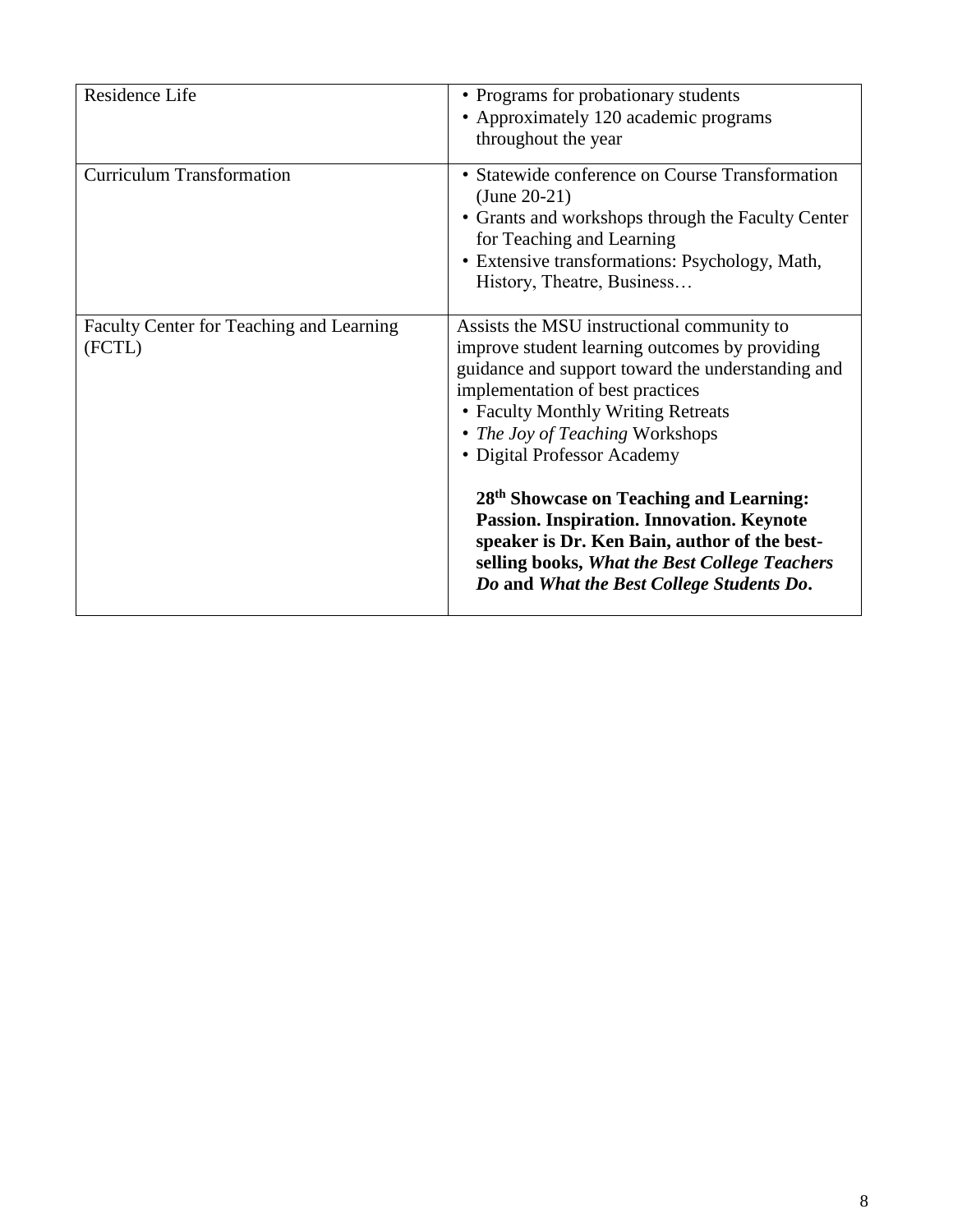| | |
|---|---|
| Residence Life | • Programs for probationary students<br>• Approximately 120 academic programs throughout the year |
| Curriculum Transformation | • Statewide conference on Course Transformation (June 20-21)<br>• Grants and workshops through the Faculty Center for Teaching and Learning<br>• Extensive transformations: Psychology, Math, History, Theatre, Business… |
| Faculty Center for Teaching and Learning (FCTL) | Assists the MSU instructional community to improve student learning outcomes by providing guidance and support toward the understanding and implementation of best practices<br>• Faculty Monthly Writing Retreats<br>• *The Joy of Teaching* Workshops<br>• Digital Professor Academy<br><br>**28th Showcase on Teaching and Learning: Passion. Inspiration. Innovation. Keynote speaker is Dr. Ken Bain, author of the best-selling books, *What the Best College Teachers Do* and *What the Best College Students Do*.** |